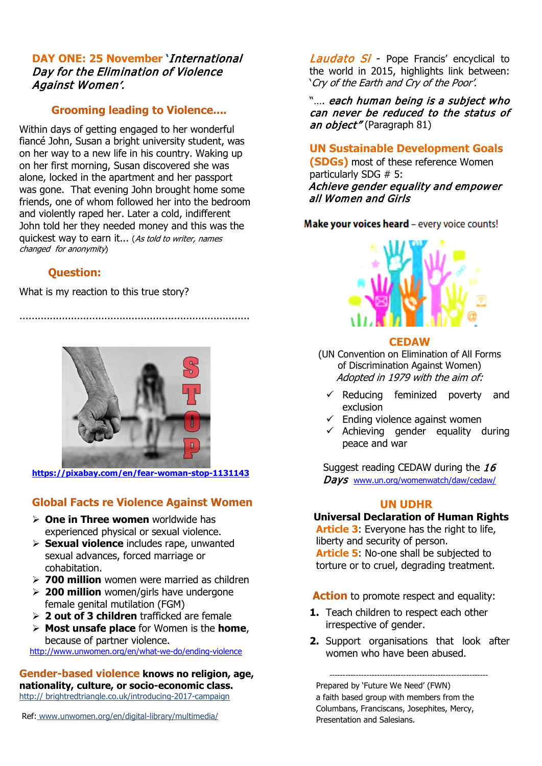**DAY ONE: 25 November** '*International Day for the Elimination of Violence Against Women'.*

## Grooming leading to Violence....

Within days of getting engaged to her wonderful fiancé John, Susan a bright university student, was on her way to a new life in his country. Waking up on her first morning, Susan discovered she was alone, locked in the apartment and her passport was gone. That evening John brought home some friends, one of whom followed her into the bedroom and violently raped her. Later a cold, indifferent John told her they needed money and this was the quickest way to earn it... (*As told to writer, names changed for anonymity*)

## Question:

What is my reaction to this true story?

...........................................................................

**https://pixabay.com/en/fear-woman-stop-1131143**

## Global Facts re Violence Against Women

- **One in Three women** worldwide has experienced physical or sexual violence.
- **Sexual violence** includes rape, unwanted sexual advances, forced marriage or cohabitation.
- **700 million** women were married as children
- **200 million** women/girls have undergone female genital mutilation (FGM)
- **2 out of 3 children** trafficked are female
- **Most unsafe place** for Women is the **home**, because of partner violence.

http://www.unwomen.org/en/what-we-do/ending-violence

**Gender-based violence knows no religion, age, nationality, culture, or socio-economic class.**
http:// brightredtriangle.co.uk/introducing-2017-campaign

Ref: www.unwomen.org/en/digital-library/multimedia/

*Laudato Si* - Pope Francis' encyclical to the world in 2015, highlights link between: '*Cry of the Earth and Cry of the Poor'.*

"…. ***each human being is a subject who can never be reduced to the status of an object"*** (Paragraph 81)

## UN Sustainable Development Goals (SDGs)

most of these reference Women particularly SDG # 5:
***Achieve gender equality and empower all Women and Girls***

**Make your voices heard** – every voice counts!

## CEDAW

(UN Convention on Elimination of All Forms of Discrimination Against Women)
*Adopted in 1979 with the aim of:*

- ✓ Reducing feminized poverty and exclusion
- ✓ Ending violence against women
- ✓ Achieving gender equality during peace and war

Suggest reading CEDAW during the ***16 Days*** www.un.org/womenwatch/daw/cedaw/

## UN UDHR

**Universal Declaration of Human Rights**
**Article 3**: Everyone has the right to life, liberty and security of person.
**Article 5**: No-one shall be subjected to torture or to cruel, degrading treatment.

**Action** to promote respect and equality:

1. Teach children to respect each other irrespective of gender.
2. Support organisations that look after women who have been abused.

---

Prepared by 'Future We Need' (FWN)
a faith based group with members from the Columbans, Franciscans, Josephites, Mercy, Presentation and Salesians.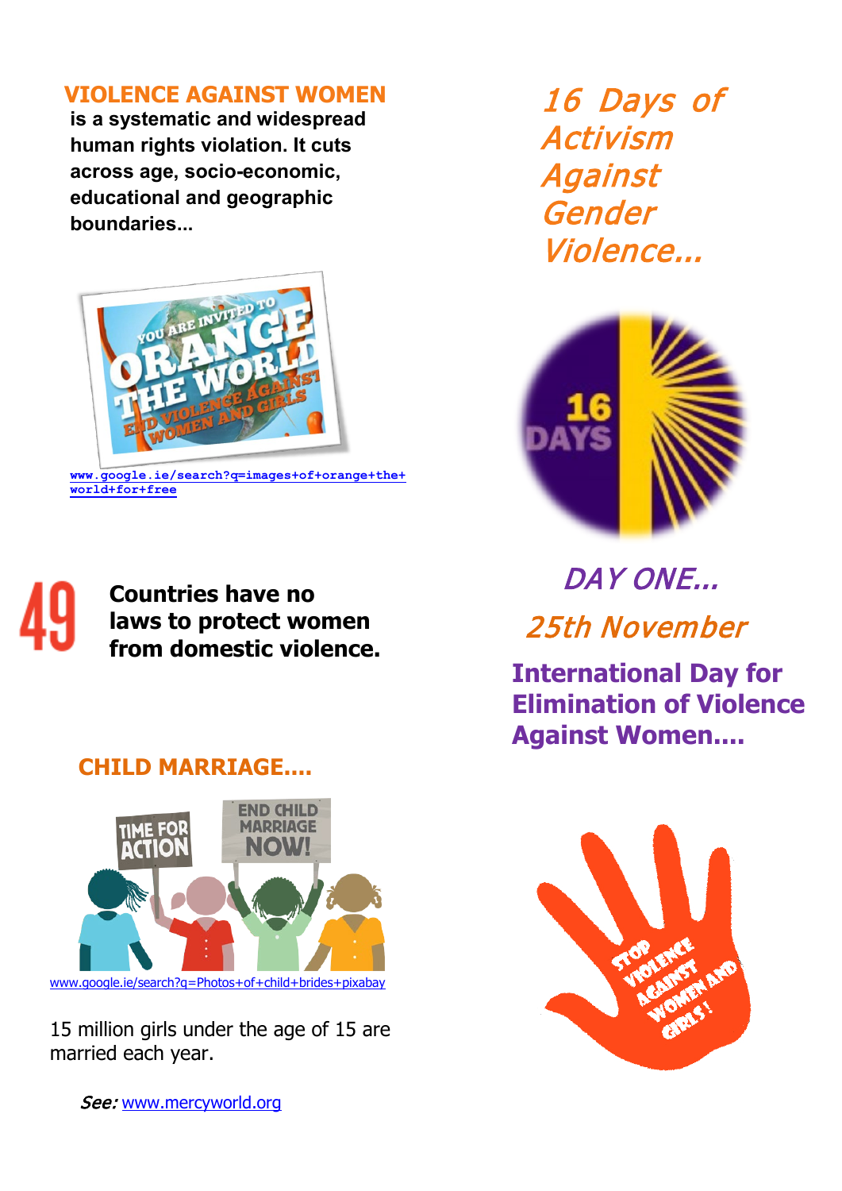## VIOLENCE AGAINST WOMEN

**is a systematic and widespread human rights violation. It cuts across age, socio-economic, educational and geographic boundaries...**

www.google.ie/search?q=images+of+orange+the+world+for+free

**49** **Countries have no laws to protect women from domestic violence.**

## CHILD MARRIAGE....

www.google.ie/search?q=Photos+of+child+brides+pixabay

15 million girls under the age of 15 are married each year.

*See:* www.mercyworld.org

## *16 Days of Activism Against Gender Violence...*

*DAY ONE...*

*25th November*

**International Day for Elimination of Violence Against Women....**